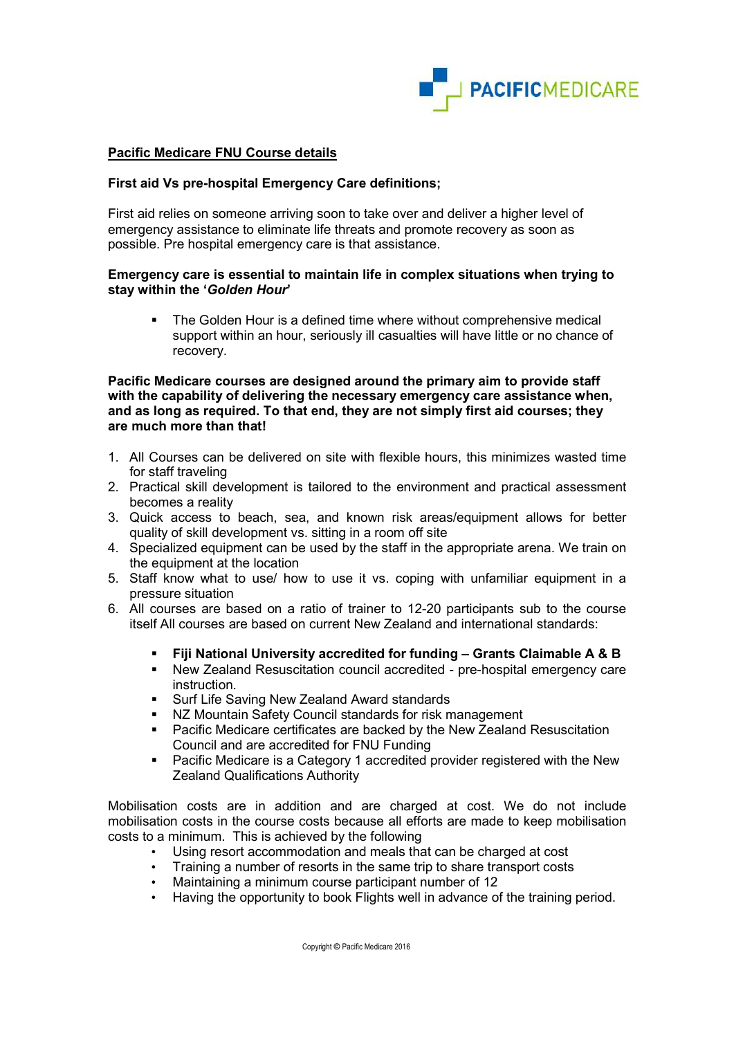PACIFICMEDICARE

## Pacific Medicare FNU Course details

**First aid Vs pre-hospital Emergency Care definitions;**

First aid relies on someone arriving soon to take over and deliver a higher level of emergency assistance to eliminate life threats and promote recovery as soon as possible. Pre hospital emergency care is that assistance.

**Emergency care is essential to maintain life in complex situations when trying to stay within the '*Golden Hour*'**

- The Golden Hour is a defined time where without comprehensive medical support within an hour, seriously ill casualties will have little or no chance of recovery.

**Pacific Medicare courses are designed around the primary aim to provide staff with the capability of delivering the necessary emergency care assistance when, and as long as required. To that end, they are not simply first aid courses; they are much more than that!**

1. All Courses can be delivered on site with flexible hours, this minimizes wasted time for staff traveling
2. Practical skill development is tailored to the environment and practical assessment becomes a reality
3. Quick access to beach, sea, and known risk areas/equipment allows for better quality of skill development vs. sitting in a room off site
4. Specialized equipment can be used by the staff in the appropriate arena. We train on the equipment at the location
5. Staff know what to use/ how to use it vs. coping with unfamiliar equipment in a pressure situation
6. All courses are based on a ratio of trainer to 12-20 participants sub to the course itself All courses are based on current New Zealand and international standards:
   - **Fiji National University accredited for funding – Grants Claimable A & B**
   - New Zealand Resuscitation council accredited - pre-hospital emergency care instruction.
   - Surf Life Saving New Zealand Award standards
   - NZ Mountain Safety Council standards for risk management
   - Pacific Medicare certificates are backed by the New Zealand Resuscitation Council and are accredited for FNU Funding
   - Pacific Medicare is a Category 1 accredited provider registered with the New Zealand Qualifications Authority

Mobilisation costs are in addition and are charged at cost. We do not include mobilisation costs in the course costs because all efforts are made to keep mobilisation costs to a minimum. This is achieved by the following

- Using resort accommodation and meals that can be charged at cost
- Training a number of resorts in the same trip to share transport costs
- Maintaining a minimum course participant number of 12
- Having the opportunity to book Flights well in advance of the training period.

Copyright © Pacific Medicare 2016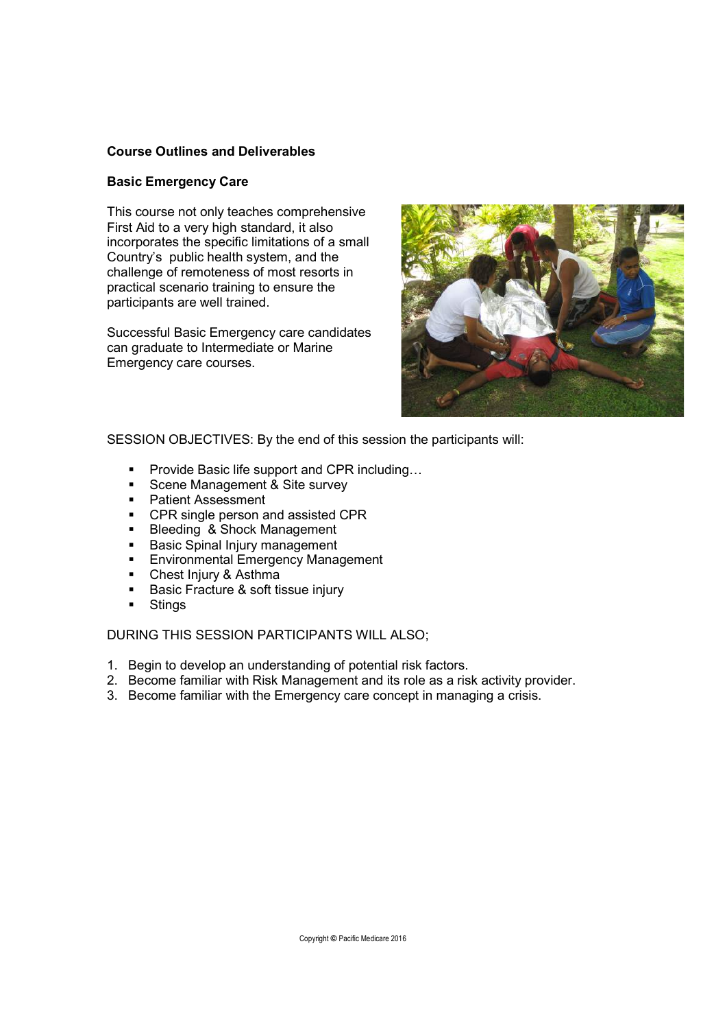**Course Outlines and Deliverables**

**Basic Emergency Care**

This course not only teaches comprehensive First Aid to a very high standard, it also incorporates the specific limitations of a small Country's public health system, and the challenge of remoteness of most resorts in practical scenario training to ensure the participants are well trained.

Successful Basic Emergency care candidates can graduate to Intermediate or Marine Emergency care courses.

SESSION OBJECTIVES: By the end of this session the participants will:

- Provide Basic life support and CPR including…
- Scene Management & Site survey
- Patient Assessment
- CPR single person and assisted CPR
- Bleeding & Shock Management
- Basic Spinal Injury management
- Environmental Emergency Management
- Chest Injury & Asthma
- Basic Fracture & soft tissue injury
- Stings

DURING THIS SESSION PARTICIPANTS WILL ALSO;

1. Begin to develop an understanding of potential risk factors.
2. Become familiar with Risk Management and its role as a risk activity provider.
3. Become familiar with the Emergency care concept in managing a crisis.

Copyright © Pacific Medicare 2016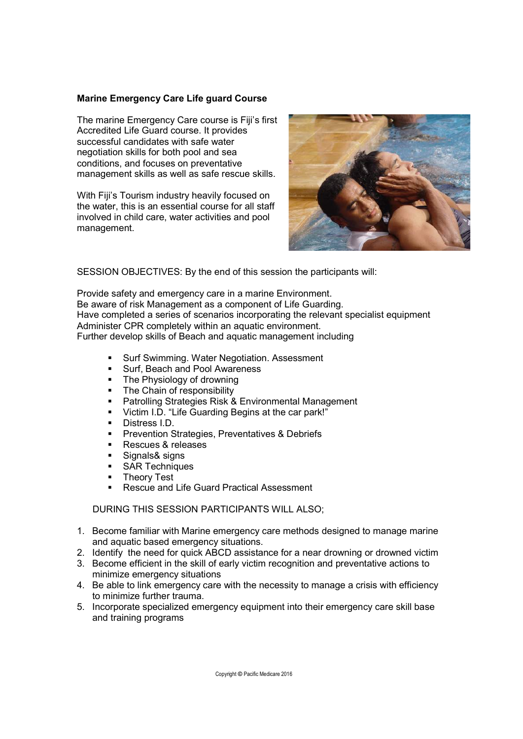**Marine Emergency Care Life guard Course**

The marine Emergency Care course is Fiji's first Accredited Life Guard course. It provides successful candidates with safe water negotiation skills for both pool and sea conditions, and focuses on preventative management skills as well as safe rescue skills.

With Fiji's Tourism industry heavily focused on the water, this is an essential course for all staff involved in child care, water activities and pool management.

SESSION OBJECTIVES: By the end of this session the participants will:

Provide safety and emergency care in a marine Environment.
Be aware of risk Management as a component of Life Guarding.
Have completed a series of scenarios incorporating the relevant specialist equipment
Administer CPR completely within an aquatic environment.
Further develop skills of Beach and aquatic management including

- Surf Swimming. Water Negotiation. Assessment
- Surf, Beach and Pool Awareness
- The Physiology of drowning
- The Chain of responsibility
- Patrolling Strategies Risk & Environmental Management
- Victim I.D. "Life Guarding Begins at the car park!"
- Distress I.D.
- Prevention Strategies, Preventatives & Debriefs
- Rescues & releases
- Signals& signs
- SAR Techniques
- Theory Test
- Rescue and Life Guard Practical Assessment

DURING THIS SESSION PARTICIPANTS WILL ALSO;

1. Become familiar with Marine emergency care methods designed to manage marine and aquatic based emergency situations.
2. Identify the need for quick ABCD assistance for a near drowning or drowned victim
3. Become efficient in the skill of early victim recognition and preventative actions to minimize emergency situations
4. Be able to link emergency care with the necessity to manage a crisis with efficiency to minimize further trauma.
5. Incorporate specialized emergency equipment into their emergency care skill base and training programs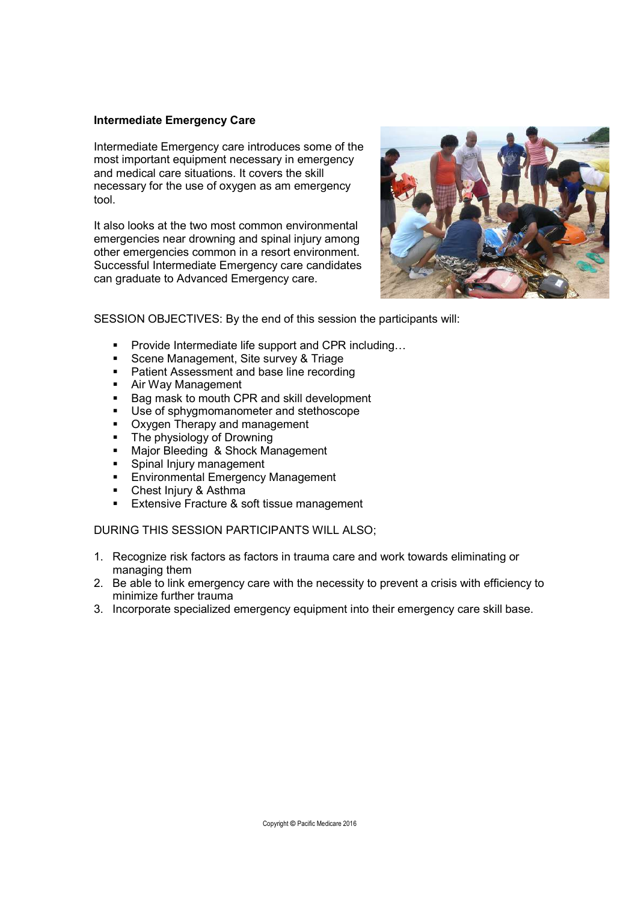**Intermediate Emergency Care**

Intermediate Emergency care introduces some of the most important equipment necessary in emergency and medical care situations. It covers the skill necessary for the use of oxygen as am emergency tool.

It also looks at the two most common environmental emergencies near drowning and spinal injury among other emergencies common in a resort environment. Successful Intermediate Emergency care candidates can graduate to Advanced Emergency care.

SESSION OBJECTIVES: By the end of this session the participants will:

- Provide Intermediate life support and CPR including…
- Scene Management, Site survey & Triage
- Patient Assessment and base line recording
- Air Way Management
- Bag mask to mouth CPR and skill development
- Use of sphygmomanometer and stethoscope
- Oxygen Therapy and management
- The physiology of Drowning
- Major Bleeding & Shock Management
- Spinal Injury management
- Environmental Emergency Management
- Chest Injury & Asthma
- Extensive Fracture & soft tissue management

DURING THIS SESSION PARTICIPANTS WILL ALSO;

1. Recognize risk factors as factors in trauma care and work towards eliminating or managing them
2. Be able to link emergency care with the necessity to prevent a crisis with efficiency to minimize further trauma
3. Incorporate specialized emergency equipment into their emergency care skill base.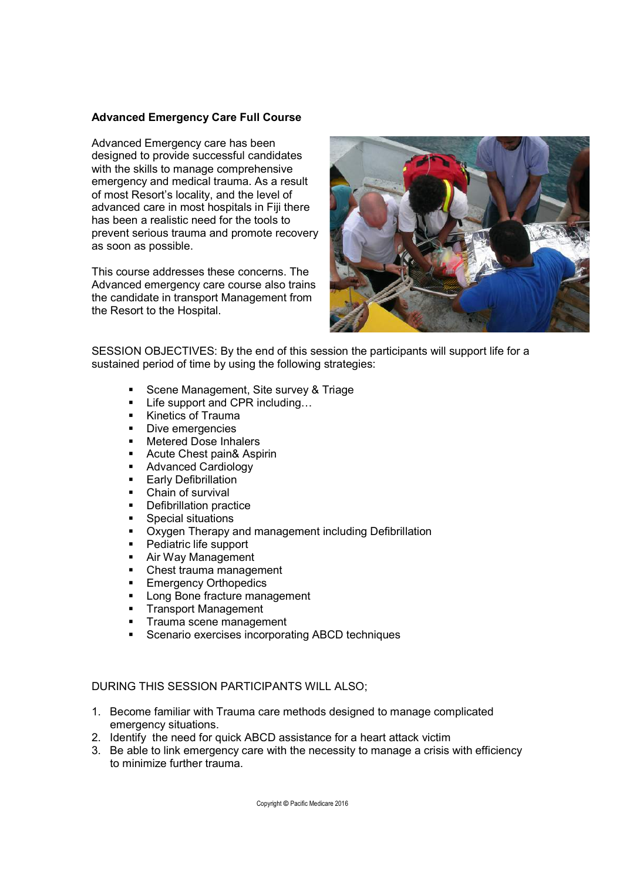**Advanced Emergency Care Full Course**

Advanced Emergency care has been designed to provide successful candidates with the skills to manage comprehensive emergency and medical trauma. As a result of most Resort's locality, and the level of advanced care in most hospitals in Fiji there has been a realistic need for the tools to prevent serious trauma and promote recovery as soon as possible.

This course addresses these concerns. The Advanced emergency care course also trains the candidate in transport Management from the Resort to the Hospital.

SESSION OBJECTIVES: By the end of this session the participants will support life for a sustained period of time by using the following strategies:

- Scene Management, Site survey & Triage
- Life support and CPR including…
- Kinetics of Trauma
- Dive emergencies
- Metered Dose Inhalers
- Acute Chest pain& Aspirin
- Advanced Cardiology
- Early Defibrillation
- Chain of survival
- Defibrillation practice
- Special situations
- Oxygen Therapy and management including Defibrillation
- Pediatric life support
- Air Way Management
- Chest trauma management
- Emergency Orthopedics
- Long Bone fracture management
- Transport Management
- Trauma scene management
- Scenario exercises incorporating ABCD techniques

DURING THIS SESSION PARTICIPANTS WILL ALSO;

1. Become familiar with Trauma care methods designed to manage complicated emergency situations.
2. Identify the need for quick ABCD assistance for a heart attack victim
3. Be able to link emergency care with the necessity to manage a crisis with efficiency to minimize further trauma.

Copyright © Pacific Medicare 2016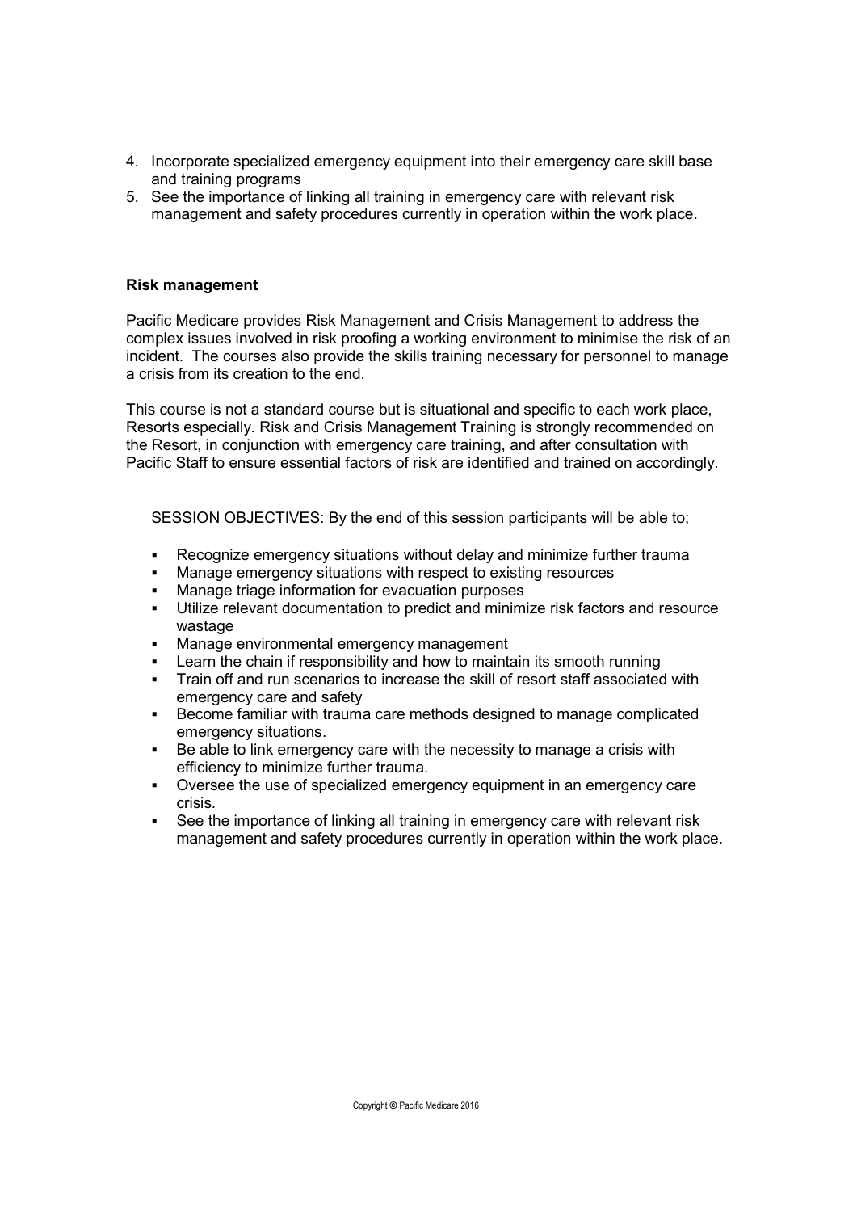4. Incorporate specialized emergency equipment into their emergency care skill base and training programs
5. See the importance of linking all training in emergency care with relevant risk management and safety procedures currently in operation within the work place.

**Risk management**

Pacific Medicare provides Risk Management and Crisis Management to address the complex issues involved in risk proofing a working environment to minimise the risk of an incident. The courses also provide the skills training necessary for personnel to manage a crisis from its creation to the end.

This course is not a standard course but is situational and specific to each work place, Resorts especially. Risk and Crisis Management Training is strongly recommended on the Resort, in conjunction with emergency care training, and after consultation with Pacific Staff to ensure essential factors of risk are identified and trained on accordingly.

SESSION OBJECTIVES: By the end of this session participants will be able to;

- Recognize emergency situations without delay and minimize further trauma
- Manage emergency situations with respect to existing resources
- Manage triage information for evacuation purposes
- Utilize relevant documentation to predict and minimize risk factors and resource wastage
- Manage environmental emergency management
- Learn the chain if responsibility and how to maintain its smooth running
- Train off and run scenarios to increase the skill of resort staff associated with emergency care and safety
- Become familiar with trauma care methods designed to manage complicated emergency situations.
- Be able to link emergency care with the necessity to manage a crisis with efficiency to minimize further trauma.
- Oversee the use of specialized emergency equipment in an emergency care crisis.
- See the importance of linking all training in emergency care with relevant risk management and safety procedures currently in operation within the work place.